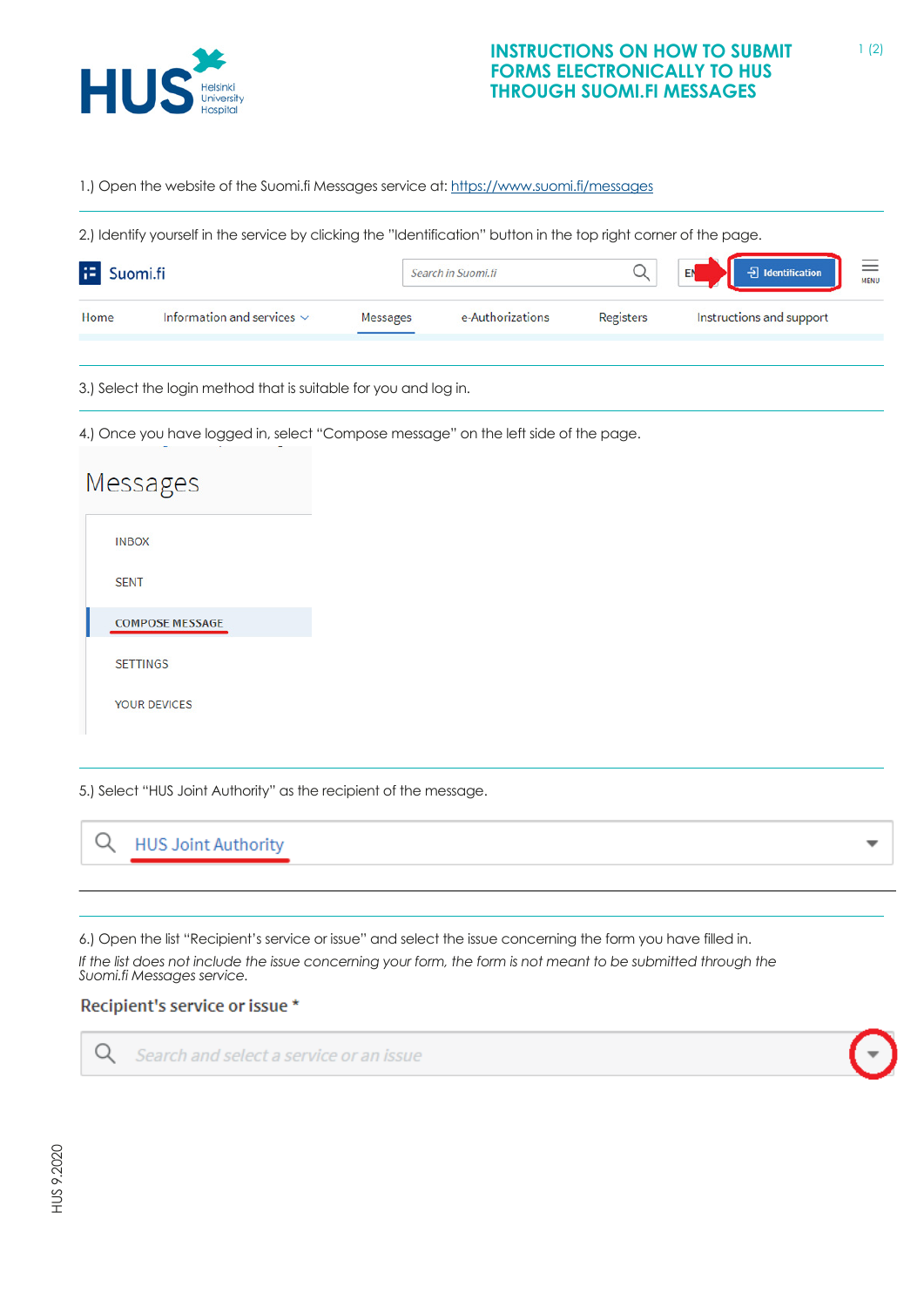# INSTRUCTIONS ON HOW TO SUBMIT FORMS ELECTRONICALLY TO HUS THROUGH SUOMI.FI MESSAGES

1.) Open the website of the Suomi.fi Messages service at: https://www.suomi.fi/messages

2.) Identify yourself in the service by clicking the "Identification" button in the top right corner of the page.

3.) Select the login method that is suitable for you and log in.

4.) Once you have logged in, select "Compose message" on the left side of the page.

5.) Select "HUS Joint Authority" as the recipient of the message.

6.) Open the list "Recipient's service or issue" and select the issue concerning the form you have filled in.

*If the list does not include the issue concerning your form, the form is not meant to be submitted through the Suomi.fi Messages service.*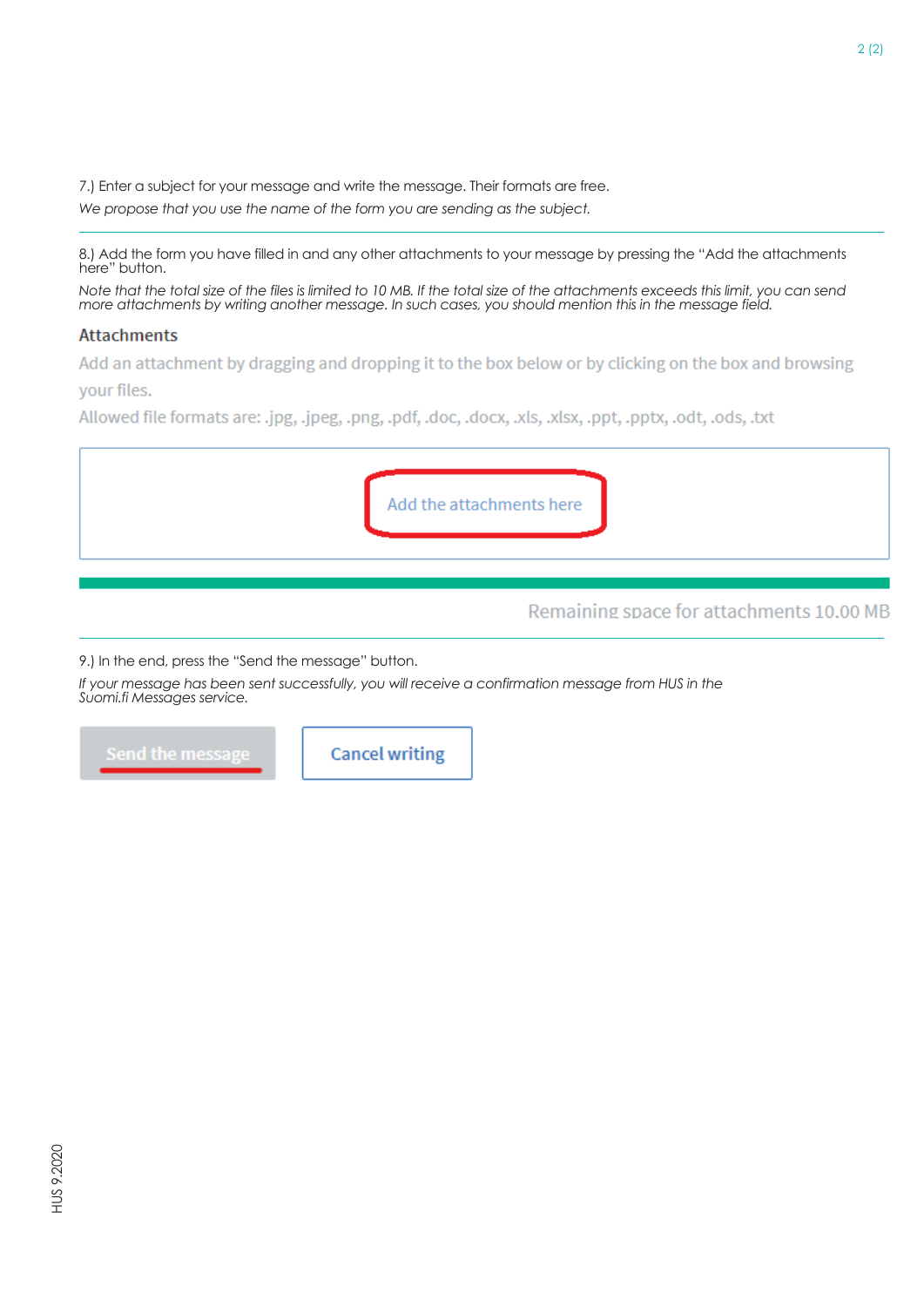7.) Enter a subject for your message and write the message. Their formats are free.

*We propose that you use the name of the form you are sending as the subject.*

---

8.) Add the form you have filled in and any other attachments to your message by pressing the "Add the attachments here" button.

*Note that the total size of the files is limited to 10 MB. If the total size of the attachments exceeds this limit, you can send more attachments by writing another message. In such cases, you should mention this in the message field.*

**Attachments**

Add an attachment by dragging and dropping it to the box below or by clicking on the box and browsing your files.

Allowed file formats are: .jpg, .jpeg, .png, .pdf, .doc, .docx, .xls, .xlsx, .ppt, .pptx, .odt, .ods, .txt

Add the attachments here

Remaining space for attachments 10.00 MB

---

9.) In the end, press the "Send the message" button.

*If your message has been sent successfully, you will receive a confirmation message from HUS in the Suomi.fi Messages service.*

Send the message | Cancel writing

HUS 9.2020